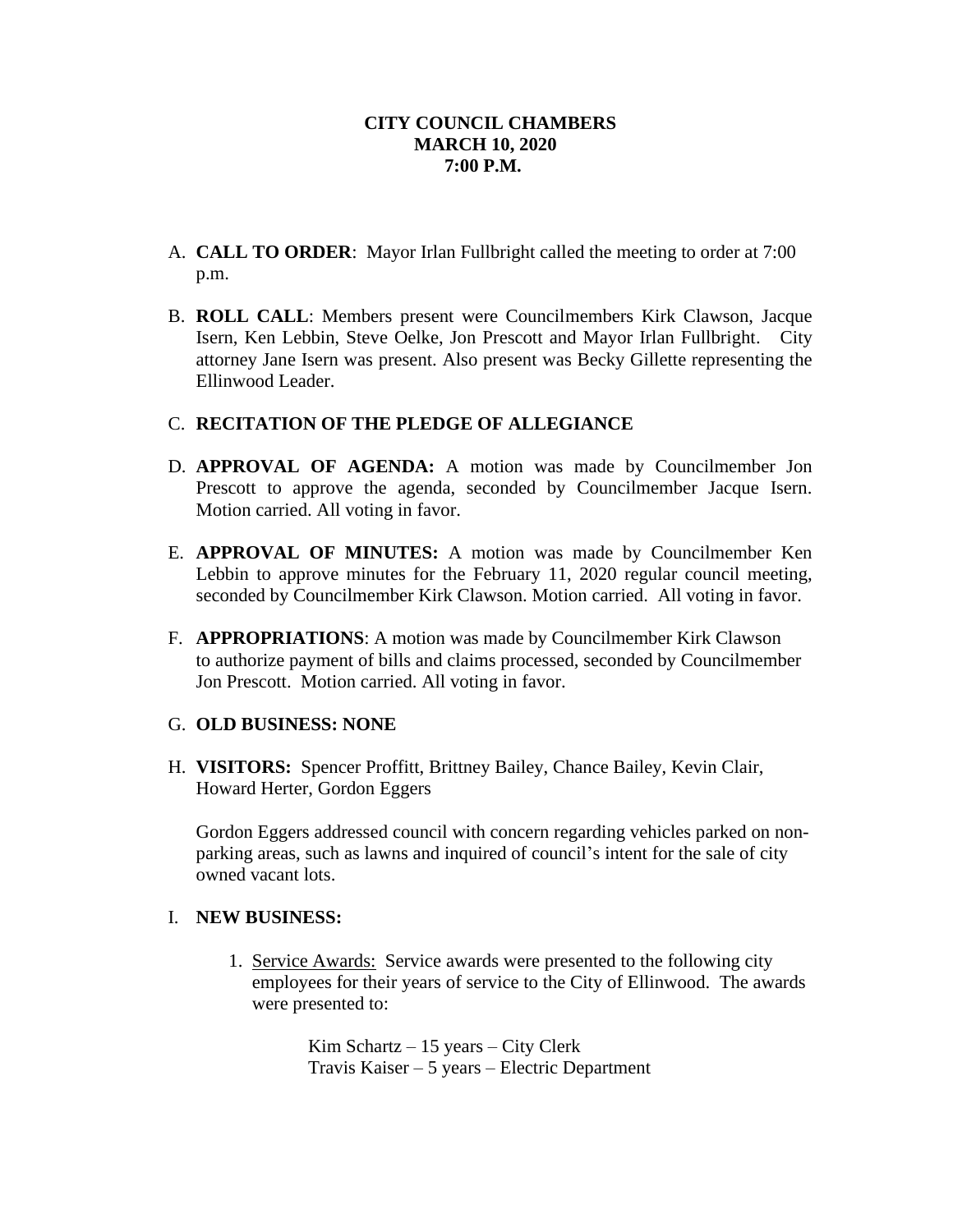**CITY COUNCIL CHAMBERS**
**MARCH 10, 2020**
**7:00 P.M.**

A. **CALL TO ORDER**: Mayor Irlan Fullbright called the meeting to order at 7:00 p.m.

B. **ROLL CALL**: Members present were Councilmembers Kirk Clawson, Jacque Isern, Ken Lebbin, Steve Oelke, Jon Prescott and Mayor Irlan Fullbright. City attorney Jane Isern was present. Also present was Becky Gillette representing the Ellinwood Leader.

C. **RECITATION OF THE PLEDGE OF ALLEGIANCE**

D. **APPROVAL OF AGENDA:** A motion was made by Councilmember Jon Prescott to approve the agenda, seconded by Councilmember Jacque Isern. Motion carried. All voting in favor.

E. **APPROVAL OF MINUTES:** A motion was made by Councilmember Ken Lebbin to approve minutes for the February 11, 2020 regular council meeting, seconded by Councilmember Kirk Clawson. Motion carried. All voting in favor.

F. **APPROPRIATIONS**: A motion was made by Councilmember Kirk Clawson to authorize payment of bills and claims processed, seconded by Councilmember Jon Prescott. Motion carried. All voting in favor.

G. **OLD BUSINESS: NONE**

H. **VISITORS:** Spencer Proffitt, Brittney Bailey, Chance Bailey, Kevin Clair, Howard Herter, Gordon Eggers

Gordon Eggers addressed council with concern regarding vehicles parked on non-parking areas, such as lawns and inquired of council's intent for the sale of city owned vacant lots.

I. **NEW BUSINESS:**

1. Service Awards: Service awards were presented to the following city employees for their years of service to the City of Ellinwood. The awards were presented to:

   Kim Schartz – 15 years – City Clerk
   Travis Kaiser – 5 years – Electric Department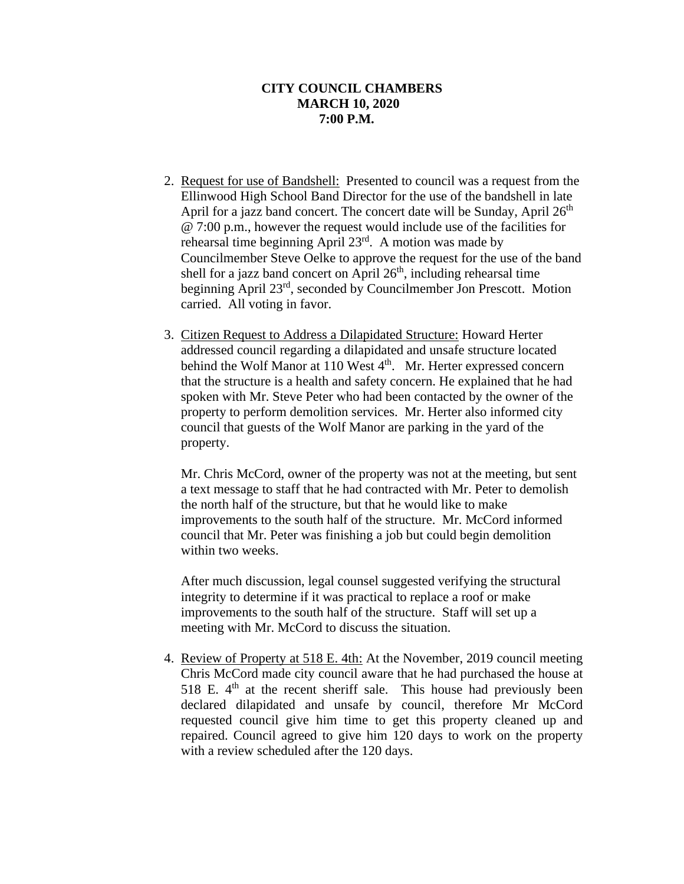**CITY COUNCIL CHAMBERS**
**MARCH 10, 2020**
**7:00 P.M.**

2. Request for use of Bandshell: Presented to council was a request from the Ellinwood High School Band Director for the use of the bandshell in late April for a jazz band concert. The concert date will be Sunday, April 26th @ 7:00 p.m., however the request would include use of the facilities for rehearsal time beginning April 23rd. A motion was made by Councilmember Steve Oelke to approve the request for the use of the band shell for a jazz band concert on April 26th, including rehearsal time beginning April 23rd, seconded by Councilmember Jon Prescott. Motion carried. All voting in favor.

3. Citizen Request to Address a Dilapidated Structure: Howard Herter addressed council regarding a dilapidated and unsafe structure located behind the Wolf Manor at 110 West 4th. Mr. Herter expressed concern that the structure is a health and safety concern. He explained that he had spoken with Mr. Steve Peter who had been contacted by the owner of the property to perform demolition services. Mr. Herter also informed city council that guests of the Wolf Manor are parking in the yard of the property.

   Mr. Chris McCord, owner of the property was not at the meeting, but sent a text message to staff that he had contracted with Mr. Peter to demolish the north half of the structure, but that he would like to make improvements to the south half of the structure. Mr. McCord informed council that Mr. Peter was finishing a job but could begin demolition within two weeks.

   After much discussion, legal counsel suggested verifying the structural integrity to determine if it was practical to replace a roof or make improvements to the south half of the structure. Staff will set up a meeting with Mr. McCord to discuss the situation.

4. Review of Property at 518 E. 4th: At the November, 2019 council meeting Chris McCord made city council aware that he had purchased the house at 518 E. 4th at the recent sheriff sale. This house had previously been declared dilapidated and unsafe by council, therefore Mr McCord requested council give him time to get this property cleaned up and repaired. Council agreed to give him 120 days to work on the property with a review scheduled after the 120 days.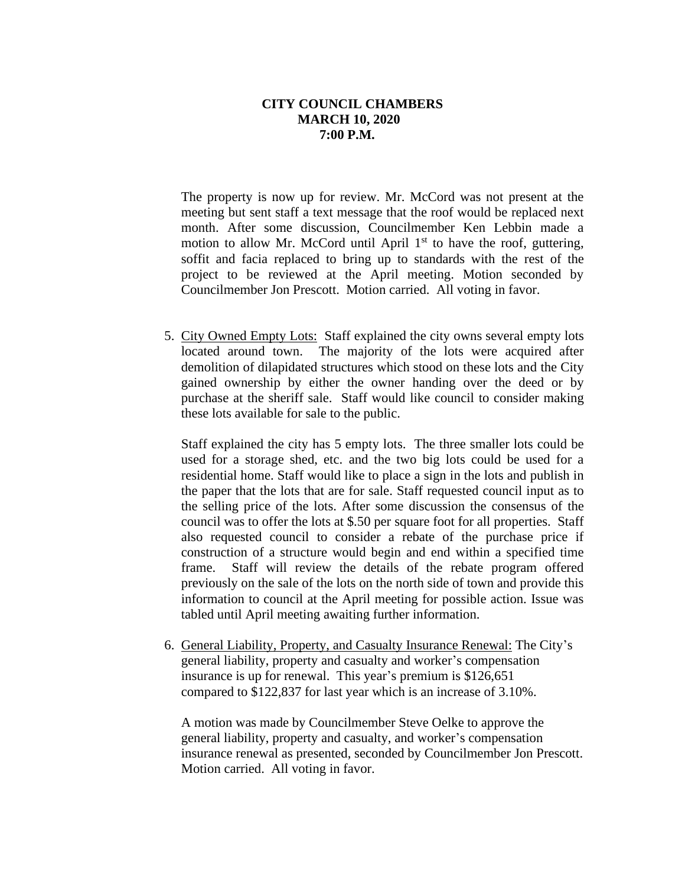**CITY COUNCIL CHAMBERS**
**MARCH 10, 2020**
**7:00 P.M.**

The property is now up for review. Mr. McCord was not present at the meeting but sent staff a text message that the roof would be replaced next month. After some discussion, Councilmember Ken Lebbin made a motion to allow Mr. McCord until April 1st to have the roof, guttering, soffit and facia replaced to bring up to standards with the rest of the project to be reviewed at the April meeting. Motion seconded by Councilmember Jon Prescott. Motion carried. All voting in favor.

5. <u>City Owned Empty Lots:</u> Staff explained the city owns several empty lots located around town. The majority of the lots were acquired after demolition of dilapidated structures which stood on these lots and the City gained ownership by either the owner handing over the deed or by purchase at the sheriff sale. Staff would like council to consider making these lots available for sale to the public.

   Staff explained the city has 5 empty lots. The three smaller lots could be used for a storage shed, etc. and the two big lots could be used for a residential home. Staff would like to place a sign in the lots and publish in the paper that the lots that are for sale. Staff requested council input as to the selling price of the lots. After some discussion the consensus of the council was to offer the lots at $.50 per square foot for all properties. Staff also requested council to consider a rebate of the purchase price if construction of a structure would begin and end within a specified time frame. Staff will review the details of the rebate program offered previously on the sale of the lots on the north side of town and provide this information to council at the April meeting for possible action. Issue was tabled until April meeting awaiting further information.

6. <u>General Liability, Property, and Casualty Insurance Renewal:</u> The City's general liability, property and casualty and worker's compensation insurance is up for renewal. This year's premium is $126,651 compared to $122,837 for last year which is an increase of 3.10%.

   A motion was made by Councilmember Steve Oelke to approve the general liability, property and casualty, and worker's compensation insurance renewal as presented, seconded by Councilmember Jon Prescott. Motion carried. All voting in favor.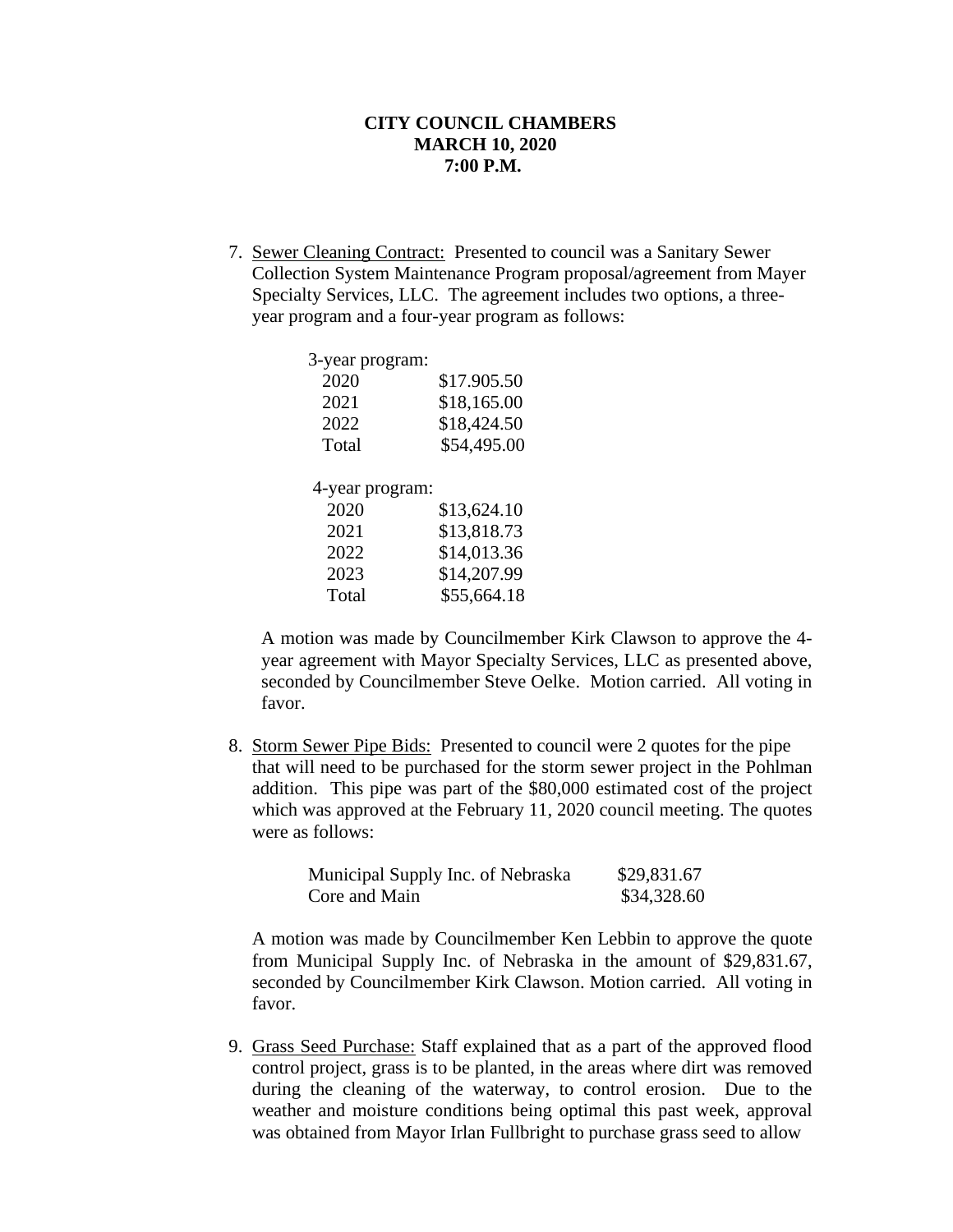**CITY COUNCIL CHAMBERS**
**MARCH 10, 2020**
**7:00 P.M.**

7. Sewer Cleaning Contract: Presented to council was a Sanitary Sewer Collection System Maintenance Program proposal/agreement from Mayer Specialty Services, LLC. The agreement includes two options, a three-year program and a four-year program as follows:

| 3-year program: | |
|---|---|
| 2020 | $17.905.50 |
| 2021 | $18,165.00 |
| 2022 | $18,424.50 |
| Total | $54,495.00 |

| 4-year program: | |
|---|---|
| 2020 | $13,624.10 |
| 2021 | $13,818.73 |
| 2022 | $14,013.36 |
| 2023 | $14,207.99 |
| Total | $55,664.18 |

A motion was made by Councilmember Kirk Clawson to approve the 4-year agreement with Mayor Specialty Services, LLC as presented above, seconded by Councilmember Steve Oelke. Motion carried. All voting in favor.

8. Storm Sewer Pipe Bids: Presented to council were 2 quotes for the pipe that will need to be purchased for the storm sewer project in the Pohlman addition. This pipe was part of the $80,000 estimated cost of the project which was approved at the February 11, 2020 council meeting. The quotes were as follows:

| | |
|---|---|
| Municipal Supply Inc. of Nebraska | $29,831.67 |
| Core and Main | $34,328.60 |

A motion was made by Councilmember Ken Lebbin to approve the quote from Municipal Supply Inc. of Nebraska in the amount of $29,831.67, seconded by Councilmember Kirk Clawson. Motion carried. All voting in favor.

9. Grass Seed Purchase: Staff explained that as a part of the approved flood control project, grass is to be planted, in the areas where dirt was removed during the cleaning of the waterway, to control erosion. Due to the weather and moisture conditions being optimal this past week, approval was obtained from Mayor Irlan Fullbright to purchase grass seed to allow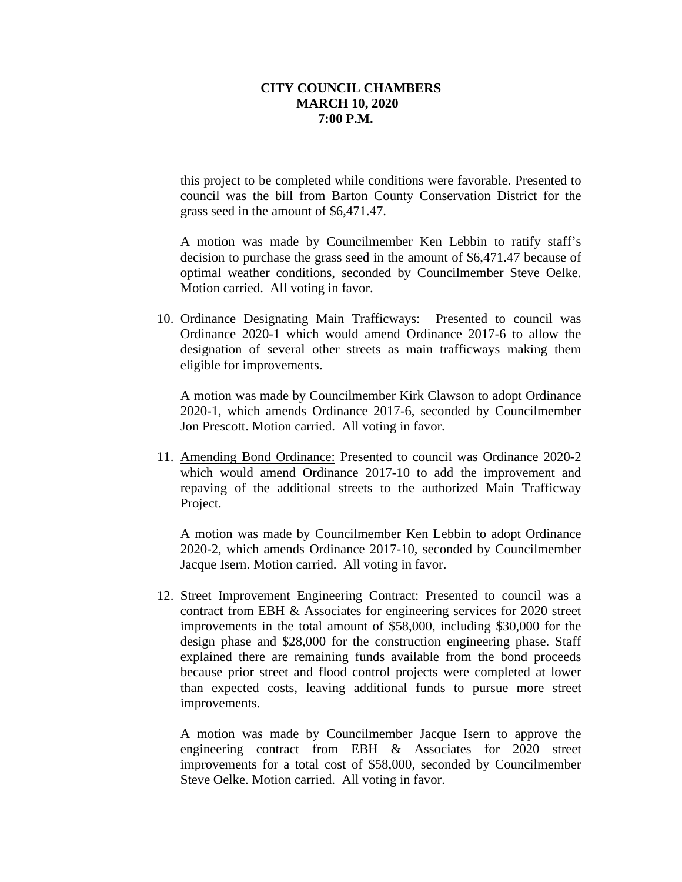this project to be completed while conditions were favorable. Presented to council was the bill from Barton County Conservation District for the grass seed in the amount of $6,471.47.

A motion was made by Councilmember Ken Lebbin to ratify staff's decision to purchase the grass seed in the amount of $6,471.47 because of optimal weather conditions, seconded by Councilmember Steve Oelke. Motion carried. All voting in favor.

10. Ordinance Designating Main Trafficways: Presented to council was Ordinance 2020-1 which would amend Ordinance 2017-6 to allow the designation of several other streets as main trafficways making them eligible for improvements.

    A motion was made by Councilmember Kirk Clawson to adopt Ordinance 2020-1, which amends Ordinance 2017-6, seconded by Councilmember Jon Prescott. Motion carried. All voting in favor.

11. Amending Bond Ordinance: Presented to council was Ordinance 2020-2 which would amend Ordinance 2017-10 to add the improvement and repaving of the additional streets to the authorized Main Trafficway Project.

    A motion was made by Councilmember Ken Lebbin to adopt Ordinance 2020-2, which amends Ordinance 2017-10, seconded by Councilmember Jacque Isern. Motion carried. All voting in favor.

12. Street Improvement Engineering Contract: Presented to council was a contract from EBH & Associates for engineering services for 2020 street improvements in the total amount of $58,000, including $30,000 for the design phase and $28,000 for the construction engineering phase. Staff explained there are remaining funds available from the bond proceeds because prior street and flood control projects were completed at lower than expected costs, leaving additional funds to pursue more street improvements.

    A motion was made by Councilmember Jacque Isern to approve the engineering contract from EBH & Associates for 2020 street improvements for a total cost of $58,000, seconded by Councilmember Steve Oelke. Motion carried. All voting in favor.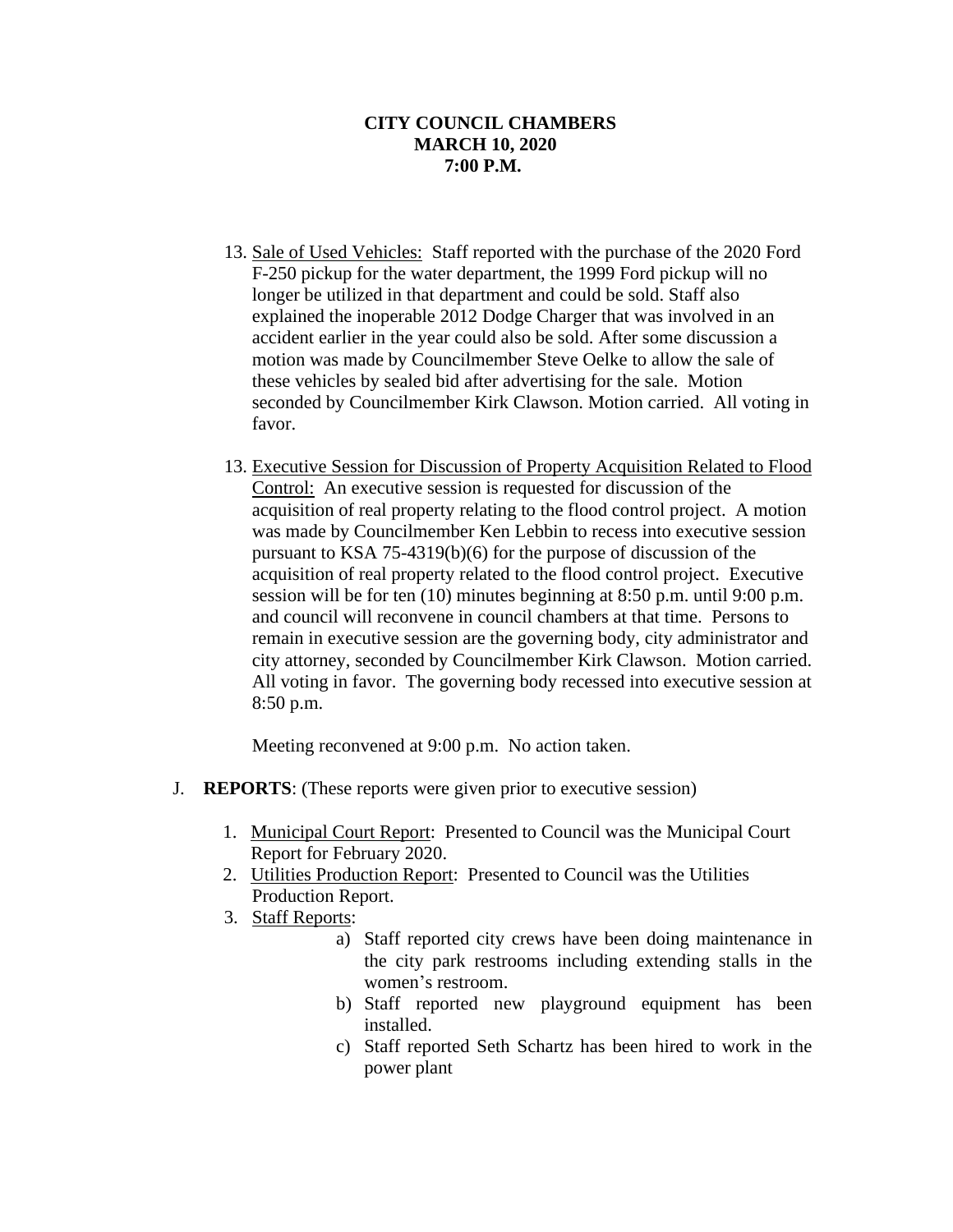**CITY COUNCIL CHAMBERS**
**MARCH 10, 2020**
**7:00 P.M.**

13. Sale of Used Vehicles: Staff reported with the purchase of the 2020 Ford F-250 pickup for the water department, the 1999 Ford pickup will no longer be utilized in that department and could be sold. Staff also explained the inoperable 2012 Dodge Charger that was involved in an accident earlier in the year could also be sold. After some discussion a motion was made by Councilmember Steve Oelke to allow the sale of these vehicles by sealed bid after advertising for the sale. Motion seconded by Councilmember Kirk Clawson. Motion carried. All voting in favor.

13. Executive Session for Discussion of Property Acquisition Related to Flood Control: An executive session is requested for discussion of the acquisition of real property relating to the flood control project. A motion was made by Councilmember Ken Lebbin to recess into executive session pursuant to KSA 75-4319(b)(6) for the purpose of discussion of the acquisition of real property related to the flood control project. Executive session will be for ten (10) minutes beginning at 8:50 p.m. until 9:00 p.m. and council will reconvene in council chambers at that time. Persons to remain in executive session are the governing body, city administrator and city attorney, seconded by Councilmember Kirk Clawson. Motion carried. All voting in favor. The governing body recessed into executive session at 8:50 p.m.

    Meeting reconvened at 9:00 p.m. No action taken.

J. **REPORTS**: (These reports were given prior to executive session)

1. Municipal Court Report: Presented to Council was the Municipal Court Report for February 2020.
2. Utilities Production Report: Presented to Council was the Utilities Production Report.
3. Staff Reports:
    a) Staff reported city crews have been doing maintenance in the city park restrooms including extending stalls in the women's restroom.
    b) Staff reported new playground equipment has been installed.
    c) Staff reported Seth Schartz has been hired to work in the power plant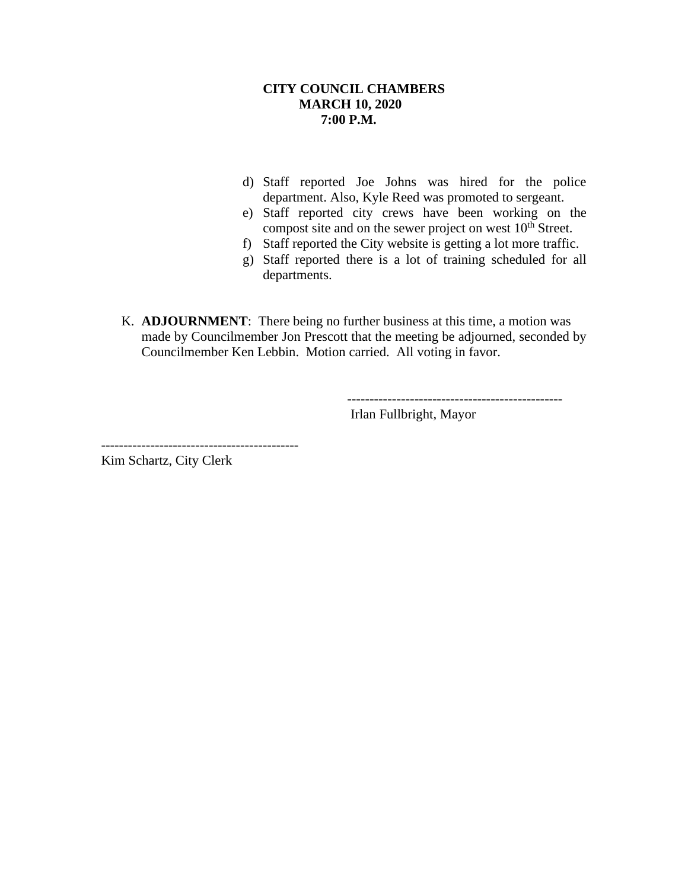**CITY COUNCIL CHAMBERS**
**MARCH 10, 2020**
**7:00 P.M.**

d) Staff reported Joe Johns was hired for the police department. Also, Kyle Reed was promoted to sergeant.
e) Staff reported city crews have been working on the compost site and on the sewer project on west 10th Street.
f) Staff reported the City website is getting a lot more traffic.
g) Staff reported there is a lot of training scheduled for all departments.

K. **ADJOURNMENT**: There being no further business at this time, a motion was made by Councilmember Jon Prescott that the meeting be adjourned, seconded by Councilmember Ken Lebbin. Motion carried. All voting in favor.

------------------------------------------------
Irlan Fullbright, Mayor

--------------------------------------------
Kim Schartz, City Clerk